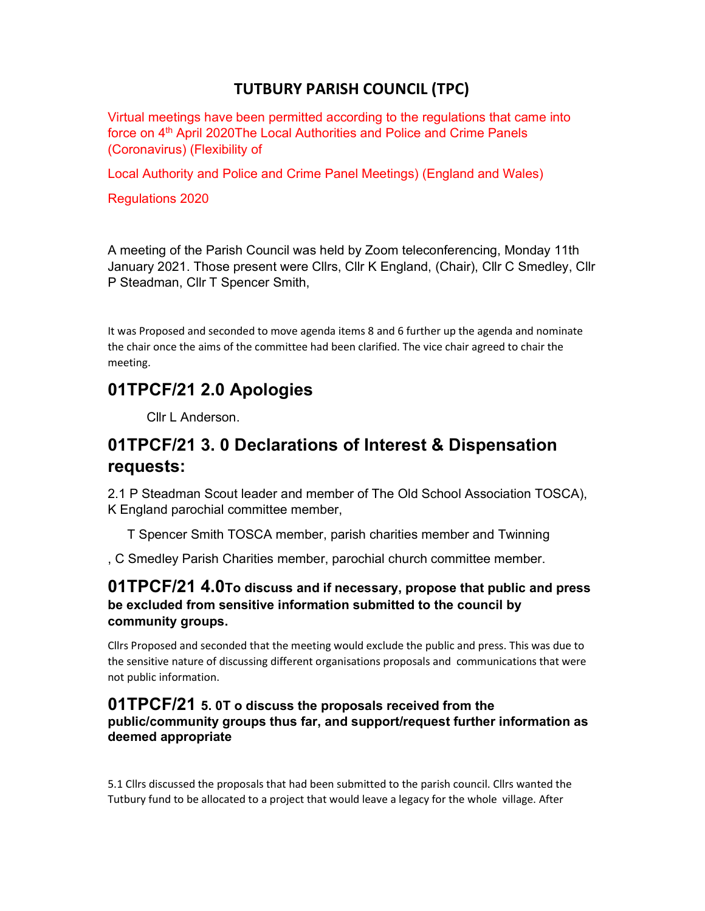# TUTBURY PARISH COUNCIL (TPC)

Virtual meetings have been permitted according to the regulations that came into force on 4th April 2020The Local Authorities and Police and Crime Panels (Coronavirus) (Flexibility of

Local Authority and Police and Crime Panel Meetings) (England and Wales)

Regulations 2020

A meeting of the Parish Council was held by Zoom teleconferencing, Monday 11th January 2021. Those present were Cllrs, Cllr K England, (Chair), Cllr C Smedley, Cllr P Steadman, Cllr T Spencer Smith,

It was Proposed and seconded to move agenda items 8 and 6 further up the agenda and nominate the chair once the aims of the committee had been clarified. The vice chair agreed to chair the meeting.

## 01TPCF/21 2.0 Apologies

Cllr L Anderson.

## 01TPCF/21 3. 0 Declarations of Interest & Dispensation requests:

2.1 P Steadman Scout leader and member of The Old School Association TOSCA), K England parochial committee member,

T Spencer Smith TOSCA member, parish charities member and Twinning

, C Smedley Parish Charities member, parochial church committee member.

### 01TPCF/21 4.0To discuss and if necessary, propose that public and press be excluded from sensitive information submitted to the council by community groups.

Cllrs Proposed and seconded that the meeting would exclude the public and press. This was due to the sensitive nature of discussing different organisations proposals and communications that were not public information.

### 01TPCF/21 5. 0T o discuss the proposals received from the public/community groups thus far, and support/request further information as deemed appropriate

5.1 Cllrs discussed the proposals that had been submitted to the parish council. Cllrs wanted the Tutbury fund to be allocated to a project that would leave a legacy for the whole village. After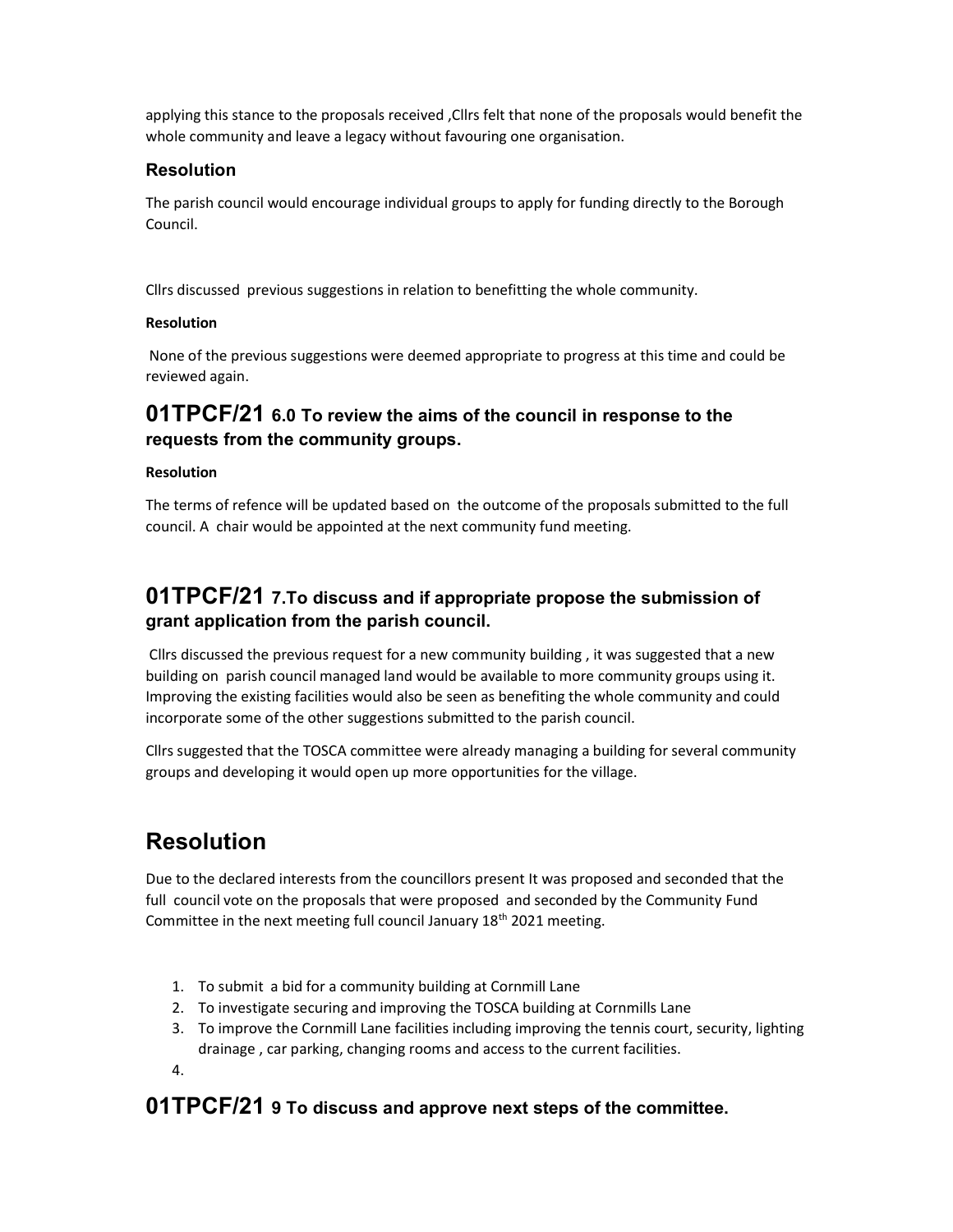applying this stance to the proposals received ,Cllrs felt that none of the proposals would benefit the whole community and leave a legacy without favouring one organisation.

### Resolution

The parish council would encourage individual groups to apply for funding directly to the Borough Council.

Cllrs discussed previous suggestions in relation to benefitting the whole community.

**Resolution**

None of the previous suggestions were deemed appropriate to progress at this time and could be reviewed again.

## 01TPCF/21 6.0 To review the aims of the council in response to the requests from the community groups.

**Resolution**

The terms of refence will be updated based on the outcome of the proposals submitted to the full council. A chair would be appointed at the next community fund meeting.

## 01TPCF/21 7.To discuss and if appropriate propose the submission of grant application from the parish council.

Cllrs discussed the previous request for a new community building , it was suggested that a new building on parish council managed land would be available to more community groups using it. Improving the existing facilities would also be seen as benefiting the whole community and could incorporate some of the other suggestions submitted to the parish council.

Cllrs suggested that the TOSCA committee were already managing a building for several community groups and developing it would open up more opportunities for the village.

# Resolution

Due to the declared interests from the councillors present It was proposed and seconded that the full council vote on the proposals that were proposed and seconded by the Community Fund Committee in the next meeting full council January 18th 2021 meeting.

1. To submit a bid for a community building at Cornmill Lane
2. To investigate securing and improving the TOSCA building at Cornmills Lane
3. To improve the Cornmill Lane facilities including improving the tennis court, security, lighting drainage , car parking, changing rooms and access to the current facilities.
4.

## 01TPCF/21 9 To discuss and approve next steps of the committee.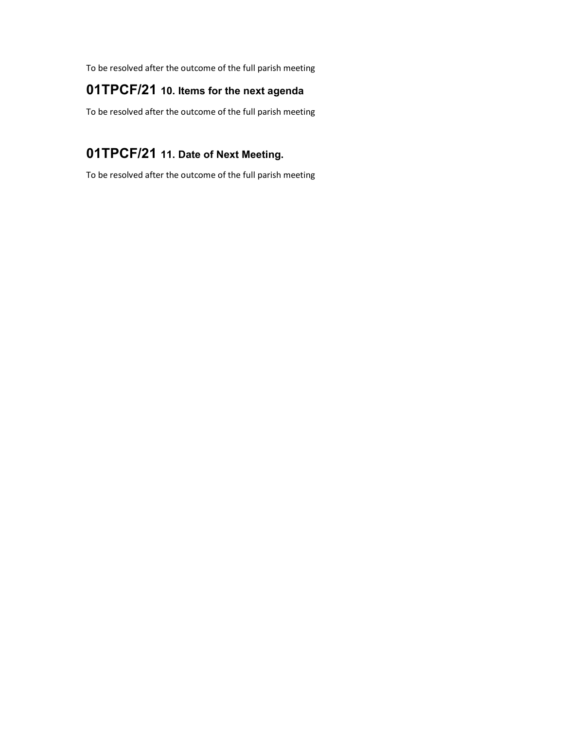To be resolved after the outcome of the full parish meeting

## 01TPCF/21 10. Items for the next agenda

To be resolved after the outcome of the full parish meeting

## 01TPCF/21 11. Date of Next Meeting.

To be resolved after the outcome of the full parish meeting